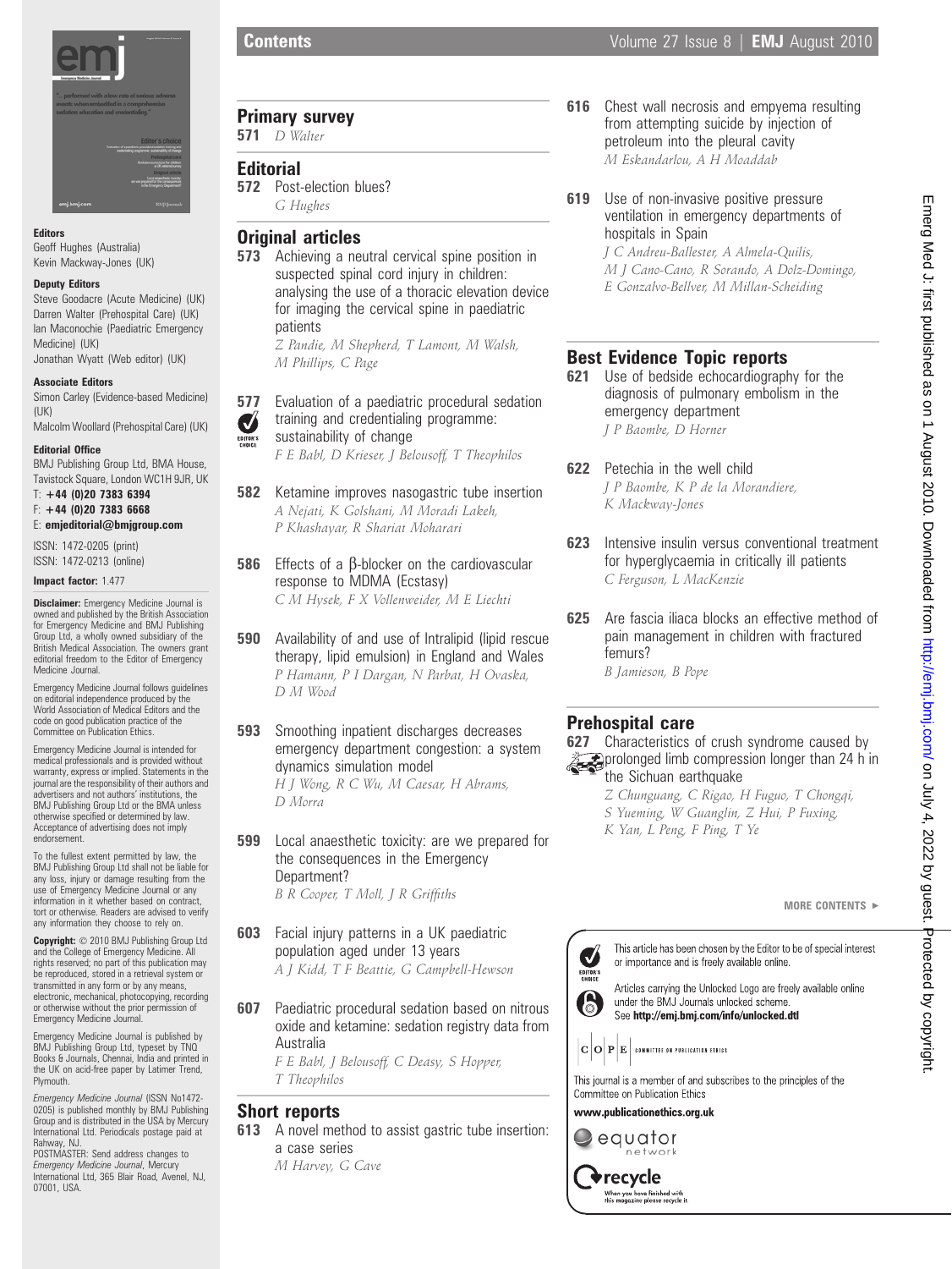# Contents

## Editors

Geoff Hughes (Australia)
Kevin Mackway-Jones (UK)

### Deputy Editors

Steve Goodacre (Acute Medicine) (UK)
Darren Walter (Prehospital Care) (UK)
Ian Maconochie (Paediatric Emergency Medicine) (UK)
Jonathan Wyatt (Web editor) (UK)

### Associate Editors

Simon Carley (Evidence-based Medicine) (UK)
Malcolm Woollard (Prehospital Care) (UK)

### Editorial Office

BMJ Publishing Group Ltd, BMA House, Tavistock Square, London WC1H 9JR, UK
T: **+44 (0)20 7383 6394**
F: **+44 (0)20 7383 6668**
E: **emjeditorial@bmjgroup.com**

ISSN: 1472-0205 (print)
ISSN: 1472-0213 (online)

**Impact factor:** 1.477

**Disclaimer:** Emergency Medicine Journal is owned and published by the British Association for Emergency Medicine and BMJ Publishing Group Ltd, a wholly owned subsidiary of the British Medical Association. The owners grant editorial freedom to the Editor of Emergency Medicine Journal.

Emergency Medicine Journal follows guidelines on editorial independence produced by the World Association of Medical Editors and the code on good publication practice of the Committee on Publication Ethics.

Emergency Medicine Journal is intended for medical professionals and is provided without warranty, express or implied. Statements in the journal are the responsibility of their authors and advertisers and not authors' institutions, the BMJ Publishing Group Ltd or the BMA unless otherwise specified or determined by law. Acceptance of advertising does not imply endorsement.

To the fullest extent permitted by law, the BMJ Publishing Group Ltd shall not be liable for any loss, injury or damage resulting from the use of Emergency Medicine Journal or any information in it whether based on contract, tort or otherwise. Readers are advised to verify any information they choose to rely on.

**Copyright:** © 2010 BMJ Publishing Group Ltd and the College of Emergency Medicine. All rights reserved; no part of this publication may be reproduced, stored in a retrieval system or transmitted in any form or by any means, electronic, mechanical, photocopying, recording or otherwise without the prior permission of Emergency Medicine Journal.

Emergency Medicine Journal is published by BMJ Publishing Group Ltd, typeset by TNQ Books & Journals, Chennai, India and printed in the UK on acid-free paper by Latimer Trend, Plymouth.

*Emergency Medicine Journal* (ISSN No1472-0205) is published monthly by BMJ Publishing Group and is distributed in the USA by Mercury International Ltd. Periodicals postage paid at Rahway, NJ.
POSTMASTER: Send address changes to *Emergency Medicine Journal*, Mercury International Ltd, 365 Blair Road, Avenel, NJ, 07001, USA.

## Primary survey

**571** *D Walter*

## Editorial

**572** Post-election blues?
*G Hughes*

## Original articles

**573** Achieving a neutral cervical spine position in suspected spinal cord injury in children: analysing the use of a thoracic elevation device for imaging the cervical spine in paediatric patients
*Z Pandie, M Shepherd, T Lamont, M Walsh, M Phillips, C Page*

**577** Evaluation of a paediatric procedural sedation training and credentialing programme: sustainability of change (Editor's choice)
*F E Babl, D Krieser, J Belousoff, T Theophilos*

**582** Ketamine improves nasogastric tube insertion
*A Nejati, K Golshani, M Moradi Lakeh, P Khashayar, R Shariat Moharari*

**586** Effects of a β-blocker on the cardiovascular response to MDMA (Ecstasy)
*C M Hysek, F X Vollenweider, M E Liechti*

**590** Availability of and use of Intralipid (lipid rescue therapy, lipid emulsion) in England and Wales
*P Hamann, P I Dargan, N Parbat, H Ovaska, D M Wood*

**593** Smoothing inpatient discharges decreases emergency department congestion: a system dynamics simulation model
*H J Wong, R C Wu, M Caesar, H Abrams, D Morra*

**599** Local anaesthetic toxicity: are we prepared for the consequences in the Emergency Department?
*B R Cooper, T Moll, J R Griffiths*

**603** Facial injury patterns in a UK paediatric population aged under 13 years
*A J Kidd, T F Beattie, G Campbell-Hewson*

**607** Paediatric procedural sedation based on nitrous oxide and ketamine: sedation registry data from Australia
*F E Babl, J Belousoff, C Deasy, S Hopper, T Theophilos*

## Short reports

**613** A novel method to assist gastric tube insertion: a case series
*M Harvey, G Cave*

**616** Chest wall necrosis and empyema resulting from attempting suicide by injection of petroleum into the pleural cavity
*M Eskandarlou, A H Moaddab*

**619** Use of non-invasive positive pressure ventilation in emergency departments of hospitals in Spain
*J C Andreu-Ballester, A Almela-Quilis, M J Cano-Cano, R Sorando, A Dolz-Domingo, E Gonzalvo-Bellver, M Millan-Scheiding*

## Best Evidence Topic reports

**621** Use of bedside echocardiography for the diagnosis of pulmonary embolism in the emergency department
*J P Baombe, D Horner*

**622** Petechia in the well child
*J P Baombe, K P de la Morandiere, K Mackway-Jones*

**623** Intensive insulin versus conventional treatment for hyperglycaemia in critically ill patients
*C Ferguson, L MacKenzie*

**625** Are fascia iliaca blocks an effective method of pain management in children with fractured femurs?
*B Jamieson, B Pope*

## Prehospital care

**627** Characteristics of crush syndrome caused by prolonged limb compression longer than 24 h in the Sichuan earthquake
*Z Chunguang, C Rigao, H Fuguo, T Chongqi, S Yueming, W Guanglin, Z Hui, P Fuxing, K Yan, L Peng, F Ping, T Ye*

MORE CONTENTS ►

This article has been chosen by the Editor to be of special interest or importance and is freely available online.

Articles carrying the Unlocked Logo are freely available online under the BMJ Journals unlocked scheme. See **http://emj.bmj.com/info/unlocked.dtl**

COPE — COMMITTEE ON PUBLICATION ETHICS

This journal is a member of and subscribes to the principles of the Committee on Publication Ethics

**www.publicationethics.org.uk**

equator network

recycle — When you have finished with this magazine please recycle it.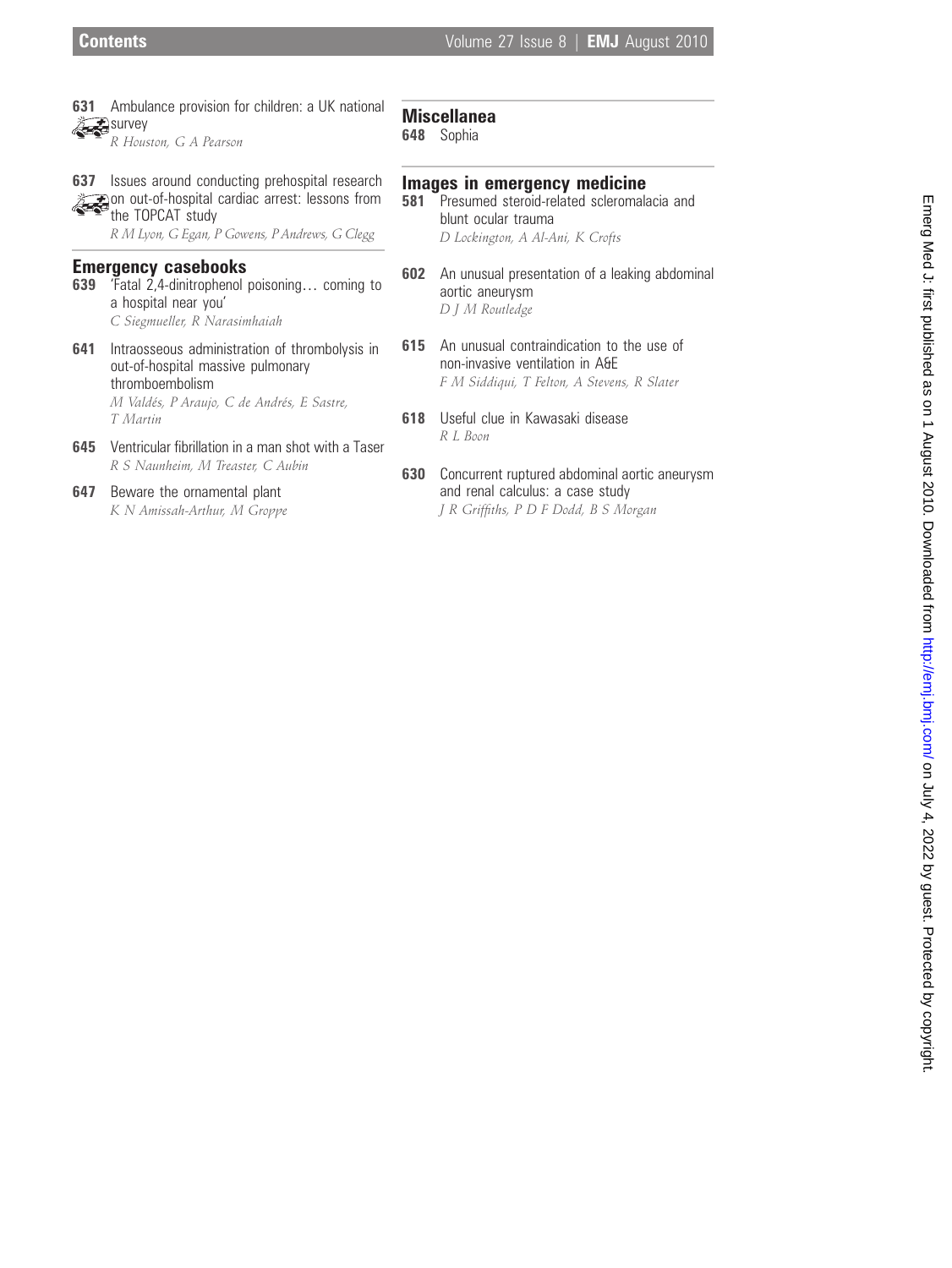**631** Ambulance provision for children: a UK national survey
*R Houston, G A Pearson*

**637** Issues around conducting prehospital research on out-of-hospital cardiac arrest: lessons from the TOPCAT study
*R M Lyon, G Egan, P Gowens, P Andrews, G Clegg*

## Emergency casebooks

**639** 'Fatal 2,4-dinitrophenol poisoning… coming to a hospital near you'
*C Siegmueller, R Narasimhaiah*

**641** Intraosseous administration of thrombolysis in out-of-hospital massive pulmonary thromboembolism
*M Valdés, P Araujo, C de Andrés, E Sastre, T Martin*

**645** Ventricular fibrillation in a man shot with a Taser
*R S Naunheim, M Treaster, C Aubin*

**647** Beware the ornamental plant
*K N Amissah-Arthur, M Groppe*

## Miscellanea

**648** Sophia

## Images in emergency medicine

**581** Presumed steroid-related scleromalacia and blunt ocular trauma
*D Lockington, A Al-Ani, K Crofts*

**602** An unusual presentation of a leaking abdominal aortic aneurysm
*D J M Routledge*

**615** An unusual contraindication to the use of non-invasive ventilation in A&E
*F M Siddiqui, T Felton, A Stevens, R Slater*

**618** Useful clue in Kawasaki disease
*R L Boon*

**630** Concurrent ruptured abdominal aortic aneurysm and renal calculus: a case study
*J R Griffiths, P D F Dodd, B S Morgan*